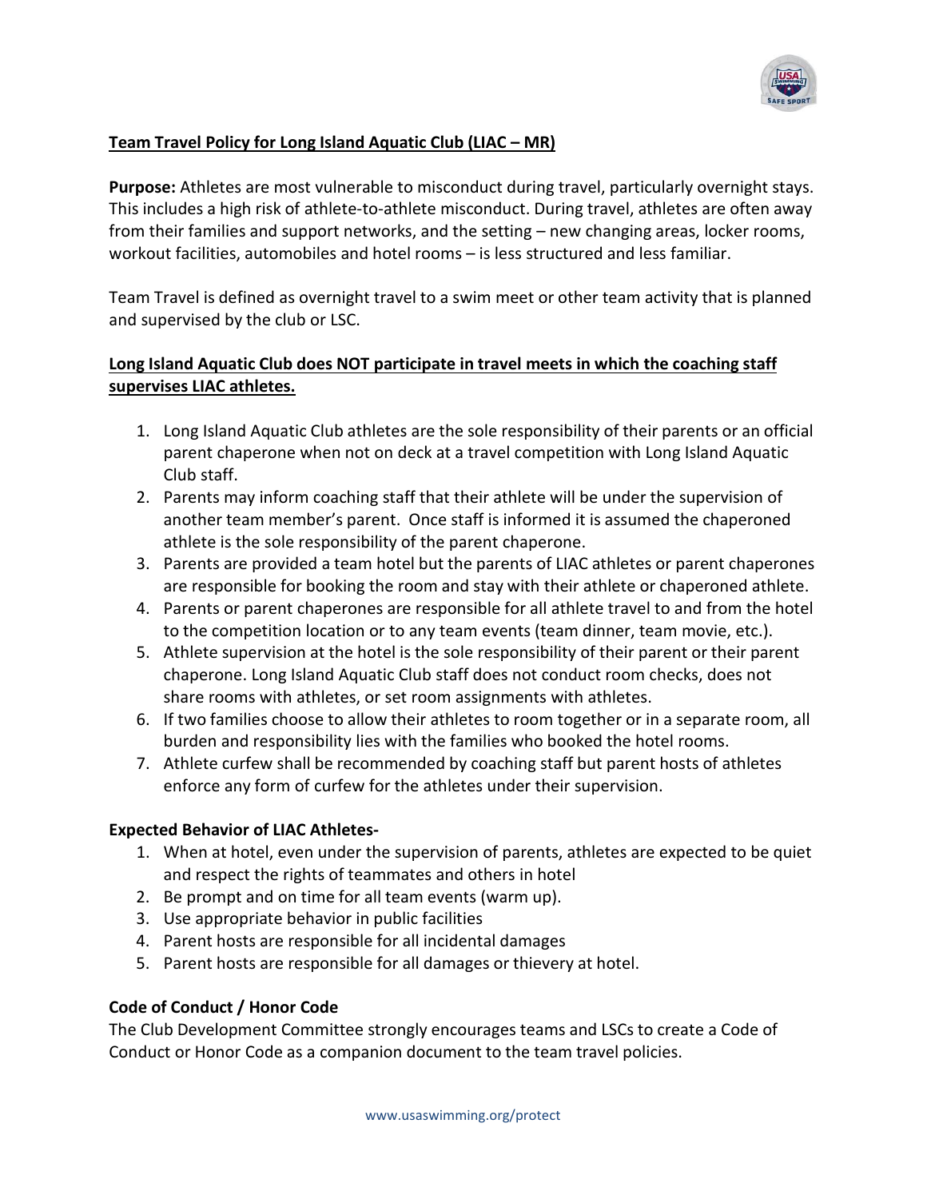## Team Travel Policy for Long Island Aquatic Club (LIAC – MR)

**Purpose:** Athletes are most vulnerable to misconduct during travel, particularly overnight stays. This includes a high risk of athlete-to-athlete misconduct. During travel, athletes are often away from their families and support networks, and the setting – new changing areas, locker rooms, workout facilities, automobiles and hotel rooms – is less structured and less familiar.

Team Travel is defined as overnight travel to a swim meet or other team activity that is planned and supervised by the club or LSC.

**Long Island Aquatic Club does NOT participate in travel meets in which the coaching staff supervises LIAC athletes.**

1. Long Island Aquatic Club athletes are the sole responsibility of their parents or an official parent chaperone when not on deck at a travel competition with Long Island Aquatic Club staff.
2. Parents may inform coaching staff that their athlete will be under the supervision of another team member's parent. Once staff is informed it is assumed the chaperoned athlete is the sole responsibility of the parent chaperone.
3. Parents are provided a team hotel but the parents of LIAC athletes or parent chaperones are responsible for booking the room and stay with their athlete or chaperoned athlete.
4. Parents or parent chaperones are responsible for all athlete travel to and from the hotel to the competition location or to any team events (team dinner, team movie, etc.).
5. Athlete supervision at the hotel is the sole responsibility of their parent or their parent chaperone. Long Island Aquatic Club staff does not conduct room checks, does not share rooms with athletes, or set room assignments with athletes.
6. If two families choose to allow their athletes to room together or in a separate room, all burden and responsibility lies with the families who booked the hotel rooms.
7. Athlete curfew shall be recommended by coaching staff but parent hosts of athletes enforce any form of curfew for the athletes under their supervision.

**Expected Behavior of LIAC Athletes-**

1. When at hotel, even under the supervision of parents, athletes are expected to be quiet and respect the rights of teammates and others in hotel
2. Be prompt and on time for all team events (warm up).
3. Use appropriate behavior in public facilities
4. Parent hosts are responsible for all incidental damages
5. Parent hosts are responsible for all damages or thievery at hotel.

**Code of Conduct / Honor Code**

The Club Development Committee strongly encourages teams and LSCs to create a Code of Conduct or Honor Code as a companion document to the team travel policies.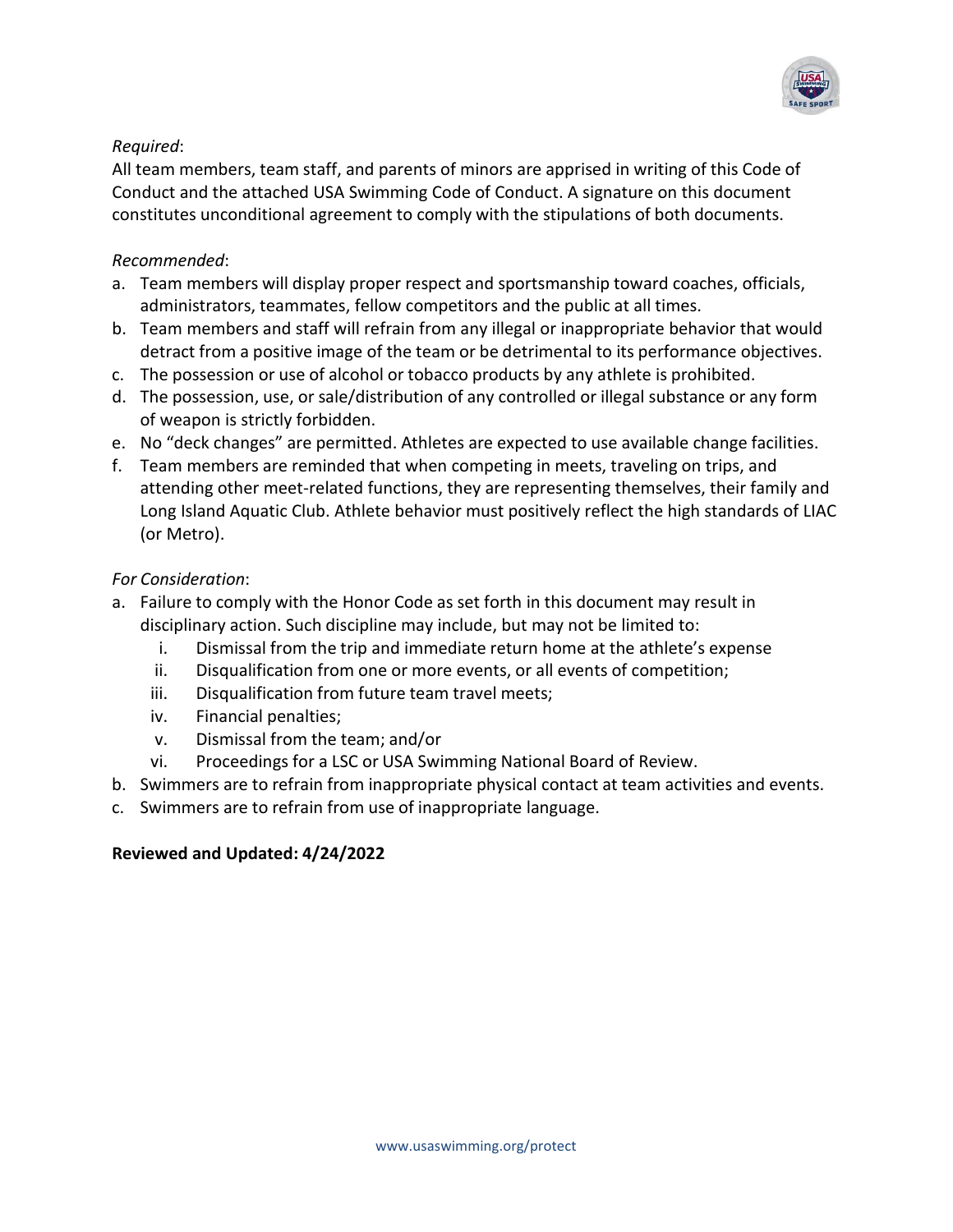*Required*:
All team members, team staff, and parents of minors are apprised in writing of this Code of Conduct and the attached USA Swimming Code of Conduct. A signature on this document constitutes unconditional agreement to comply with the stipulations of both documents.

*Recommended*:

a. Team members will display proper respect and sportsmanship toward coaches, officials, administrators, teammates, fellow competitors and the public at all times.
b. Team members and staff will refrain from any illegal or inappropriate behavior that would detract from a positive image of the team or be detrimental to its performance objectives.
c. The possession or use of alcohol or tobacco products by any athlete is prohibited.
d. The possession, use, or sale/distribution of any controlled or illegal substance or any form of weapon is strictly forbidden.
e. No "deck changes" are permitted. Athletes are expected to use available change facilities.
f. Team members are reminded that when competing in meets, traveling on trips, and attending other meet-related functions, they are representing themselves, their family and Long Island Aquatic Club. Athlete behavior must positively reflect the high standards of LIAC (or Metro).

*For Consideration*:

a. Failure to comply with the Honor Code as set forth in this document may result in disciplinary action. Such discipline may include, but may not be limited to:
    i. Dismissal from the trip and immediate return home at the athlete's expense
    ii. Disqualification from one or more events, or all events of competition;
    iii. Disqualification from future team travel meets;
    iv. Financial penalties;
    v. Dismissal from the team; and/or
    vi. Proceedings for a LSC or USA Swimming National Board of Review.
b. Swimmers are to refrain from inappropriate physical contact at team activities and events.
c. Swimmers are to refrain from use of inappropriate language.

**Reviewed and Updated: 4/24/2022**